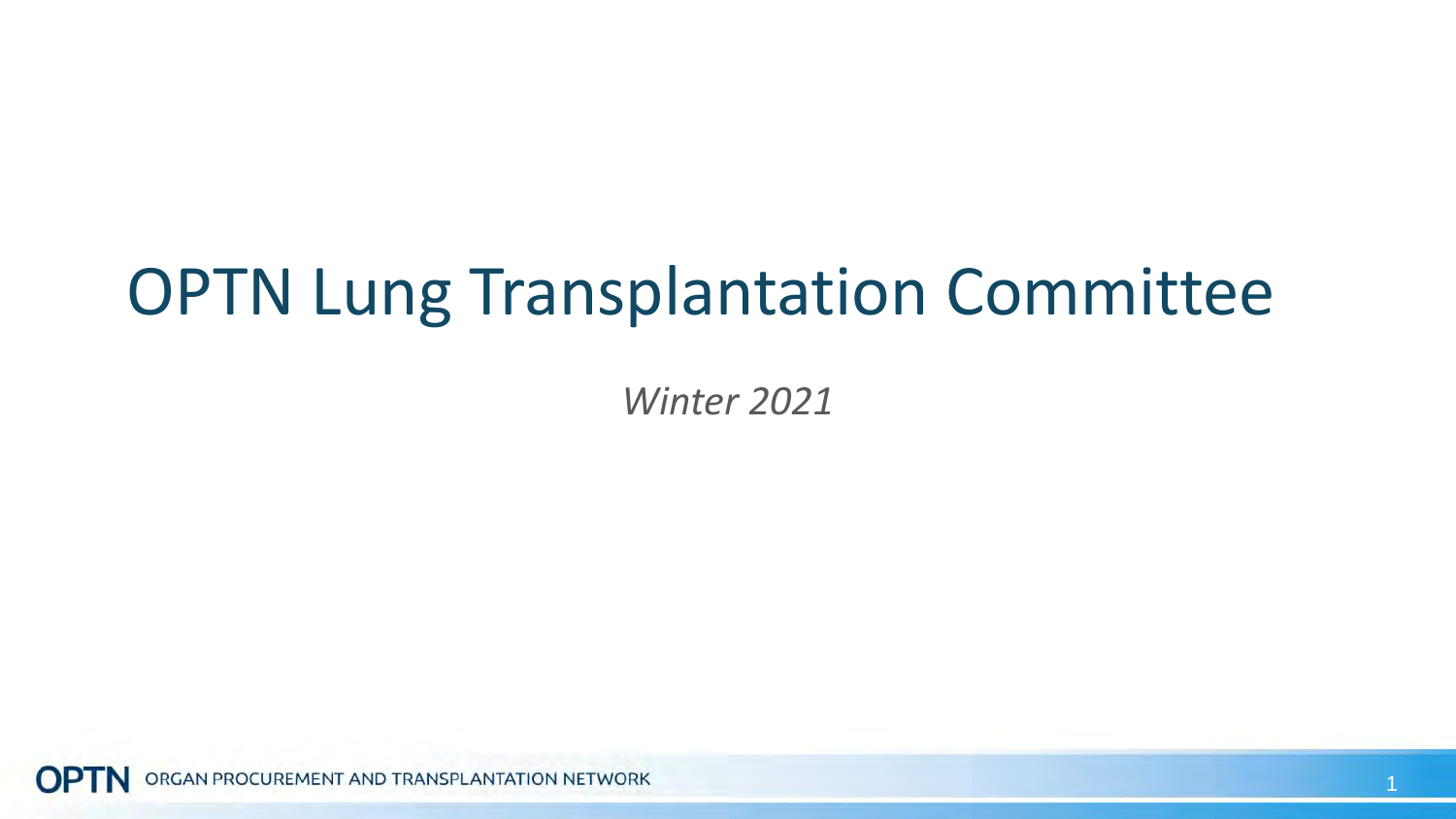# OPTN Lung Transplantation Committee

*Winter 2021*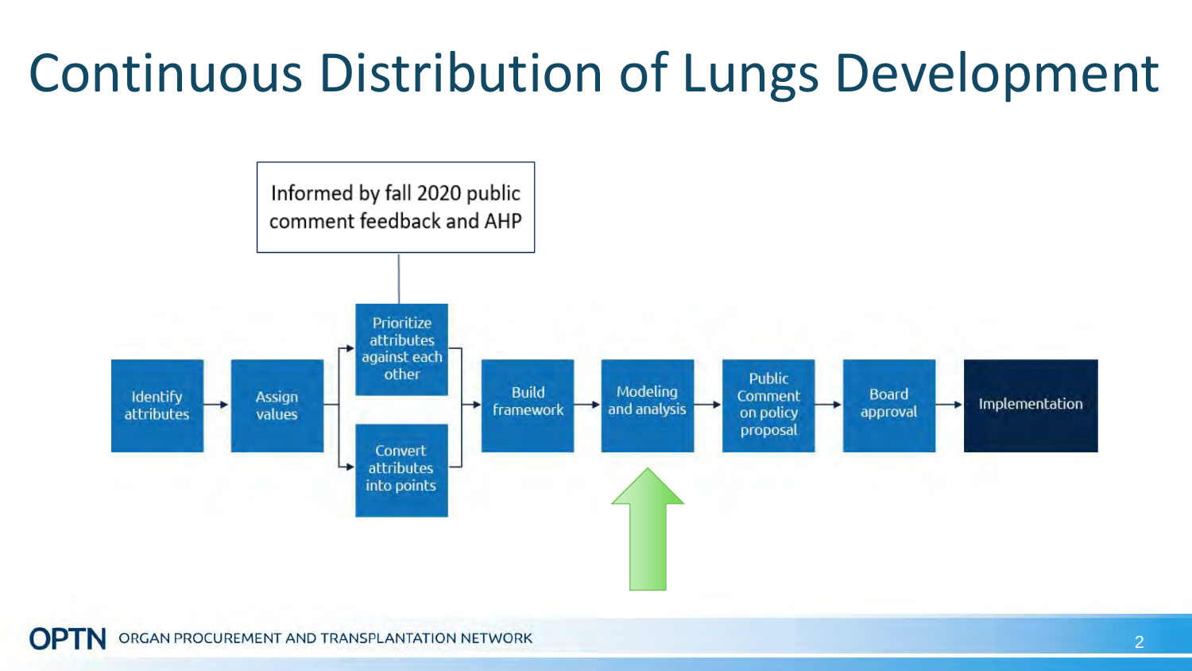# Continuous Distribution of Lungs Development

Informed by fall 2020 public comment feedback and AHP

- Identify attributes
- Assign values
- Prioritize attributes against each other
- Convert attributes into points
- Build framework
- Modeling and analysis
- Public Comment on policy proposal
- Board approval
- Implementation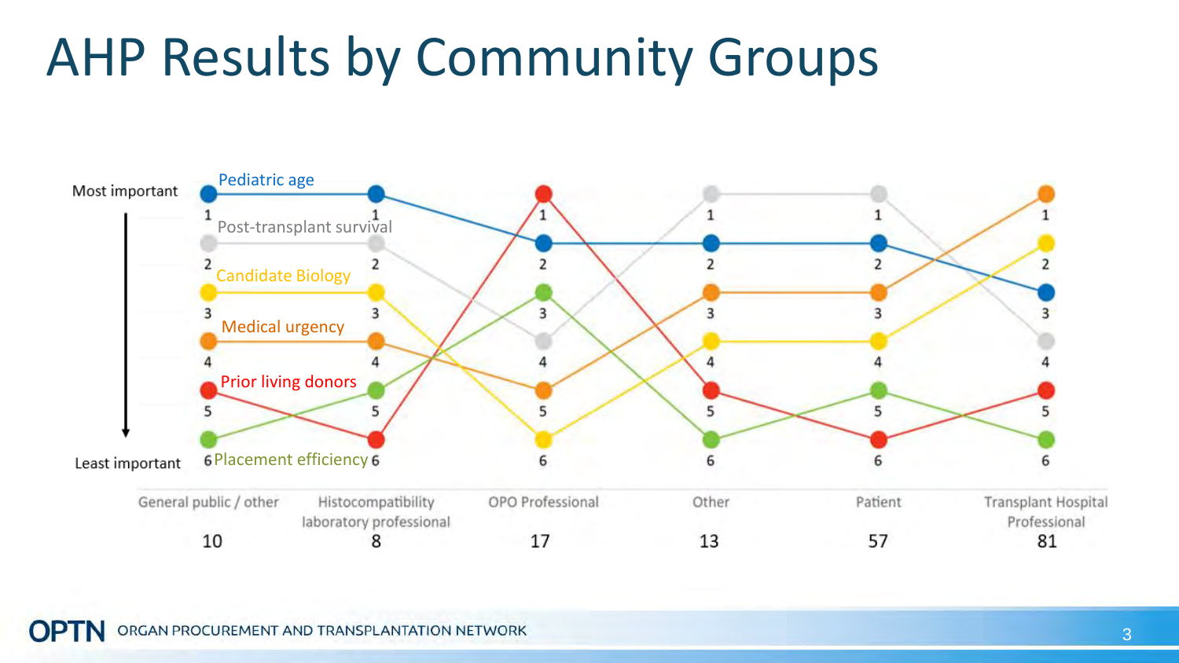# AHP Results by Community Groups

Ranking of criteria (1 = Most important, 6 = Least important), with number of respondents per group:

| Rank | General public / other (10) | Histocompatibility laboratory professional (8) | OPO Professional (17) | Other (13) | Patient (57) | Transplant Hospital Professional (81) |
|---|---|---|---|---|---|---|
| 1 | Pediatric age | Pediatric age | Prior living donors | Post-transplant survival | Post-transplant survival | Medical urgency |
| 2 | Post-transplant survival | Post-transplant survival | Pediatric age | Pediatric age | Pediatric age | Candidate Biology |
| 3 | Candidate Biology | Candidate Biology | Placement efficiency | Medical urgency | Medical urgency | Pediatric age |
| 4 | Medical urgency | Medical urgency | Post-transplant survival | Candidate Biology | Candidate Biology | Post-transplant survival |
| 5 | Prior living donors | Placement efficiency | Medical urgency | Prior living donors | Placement efficiency | Prior living donors |
| 6 | Placement efficiency | Prior living donors | Candidate Biology | Placement efficiency | Prior living donors | Placement efficiency |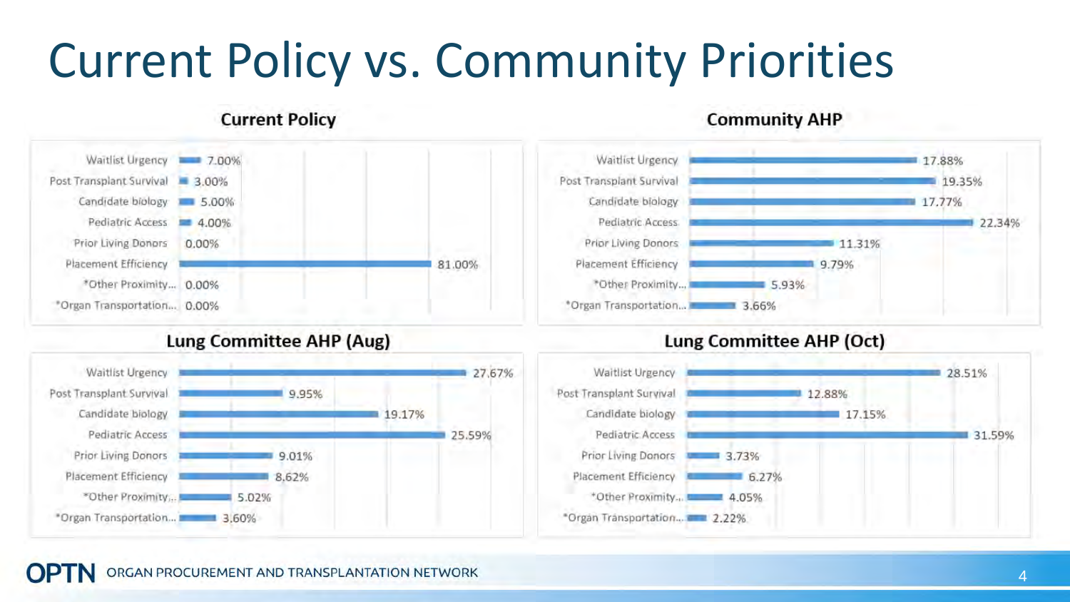# Current Policy vs. Community Priorities

### Current Policy

| Attribute | Weight |
|---|---|
| Waitlist Urgency | 7.00% |
| Post Transplant Survival | 3.00% |
| Candidate biology | 5.00% |
| Pediatric Access | 4.00% |
| Prior Living Donors | 0.00% |
| Placement Efficiency | 81.00% |
| *Other Proximity... | 0.00% |
| *Organ Transportation... | 0.00% |

### Community AHP

| Attribute | Weight |
|---|---|
| Waitlist Urgency | 17.88% |
| Post Transplant Survival | 19.35% |
| Candidate biology | 17.77% |
| Pediatric Access | 22.34% |
| Prior Living Donors | 11.31% |
| Placement Efficiency | 9.79% |
| *Other Proximity... | 5.93% |
| *Organ Transportation... | 3.66% |

### Lung Committee AHP (Aug)

| Attribute | Weight |
|---|---|
| Waitlist Urgency | 27.67% |
| Post Transplant Survival | 9.95% |
| Candidate biology | 19.17% |
| Pediatric Access | 25.59% |
| Prior Living Donors | 9.01% |
| Placement Efficiency | 8.62% |
| *Other Proximity... | 5.02% |
| *Organ Transportation... | 3.60% |

### Lung Committee AHP (Oct)

| Attribute | Weight |
|---|---|
| Waitlist Urgency | 28.51% |
| Post Transplant Survival | 12.88% |
| Candidate biology | 17.15% |
| Pediatric Access | 31.59% |
| Prior Living Donors | 3.73% |
| Placement Efficiency | 6.27% |
| *Other Proximity... | 4.05% |
| *Organ Transportation... | 2.22% |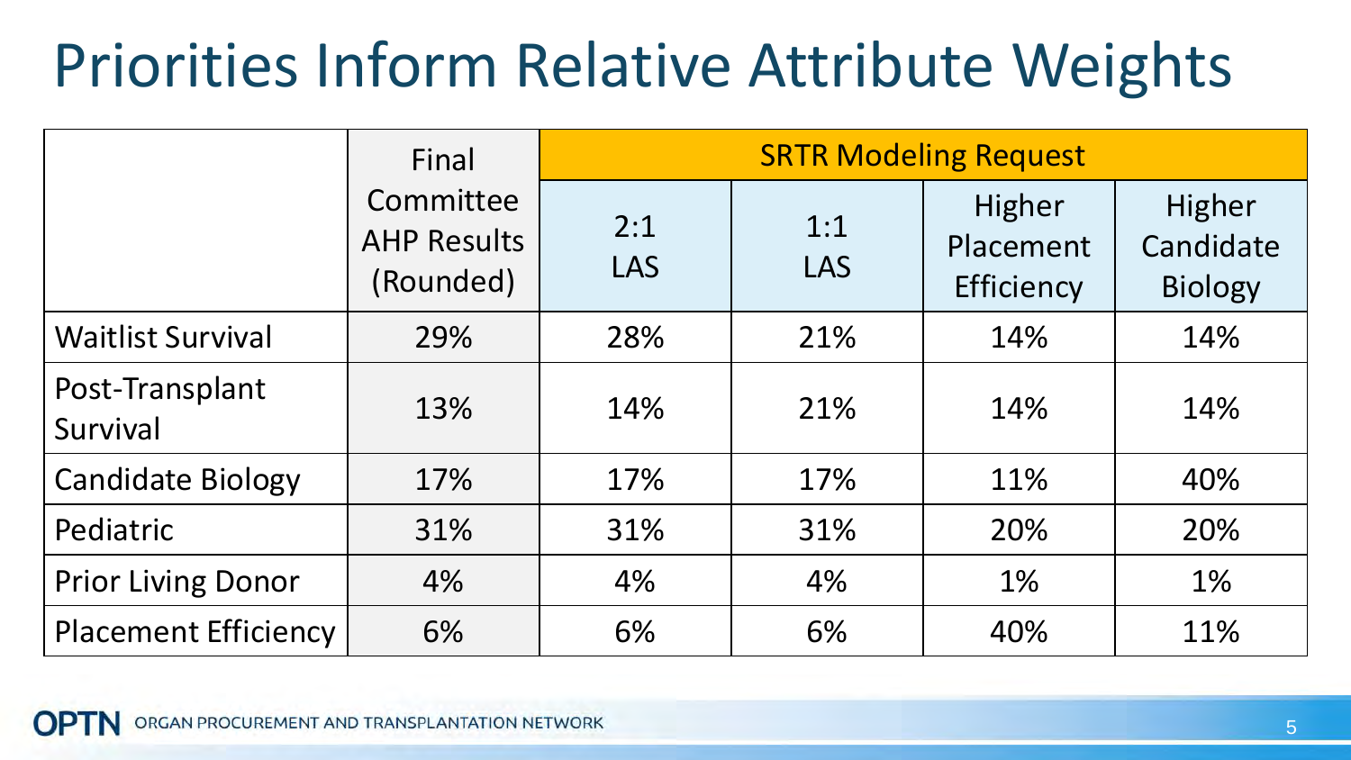# Priorities Inform Relative Attribute Weights

| | Final Committee AHP Results (Rounded) | SRTR Modeling Request | | | |
|---|---|---|---|---|---|
| | | 2:1 LAS | 1:1 LAS | Higher Placement Efficiency | Higher Candidate Biology |
| Waitlist Survival | 29% | 28% | 21% | 14% | 14% |
| Post-Transplant Survival | 13% | 14% | 21% | 14% | 14% |
| Candidate Biology | 17% | 17% | 17% | 11% | 40% |
| Pediatric | 31% | 31% | 31% | 20% | 20% |
| Prior Living Donor | 4% | 4% | 4% | 1% | 1% |
| Placement Efficiency | 6% | 6% | 6% | 40% | 11% |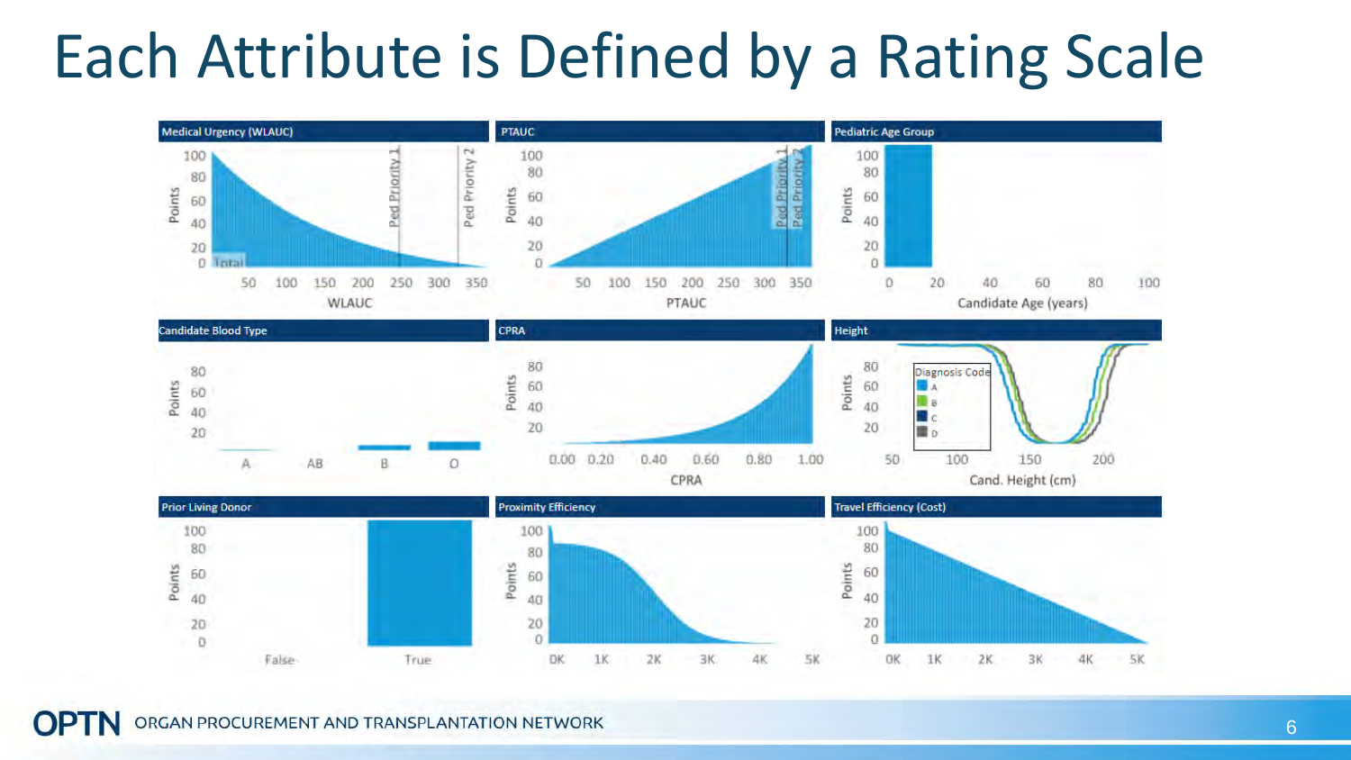# Each Attribute is Defined by a Rating Scale

Medical Urgency (WLAUC)

PTAUC

Pediatric Age Group

Candidate Blood Type

CPRA

Height

Prior Living Donor

Proximity Efficiency

Travel Efficiency (Cost)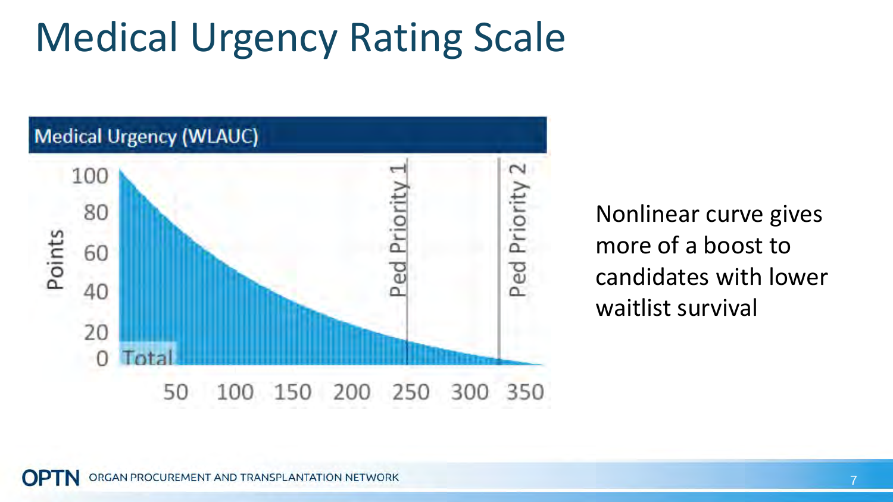# Medical Urgency Rating Scale

**Medical Urgency (WLAUC)**

Points: 100, 80, 60, 40, 20, 0

Total

50 100 150 200 250 300 350

Ped Priority 1

Ped Priority 2

Nonlinear curve gives more of a boost to candidates with lower waitlist survival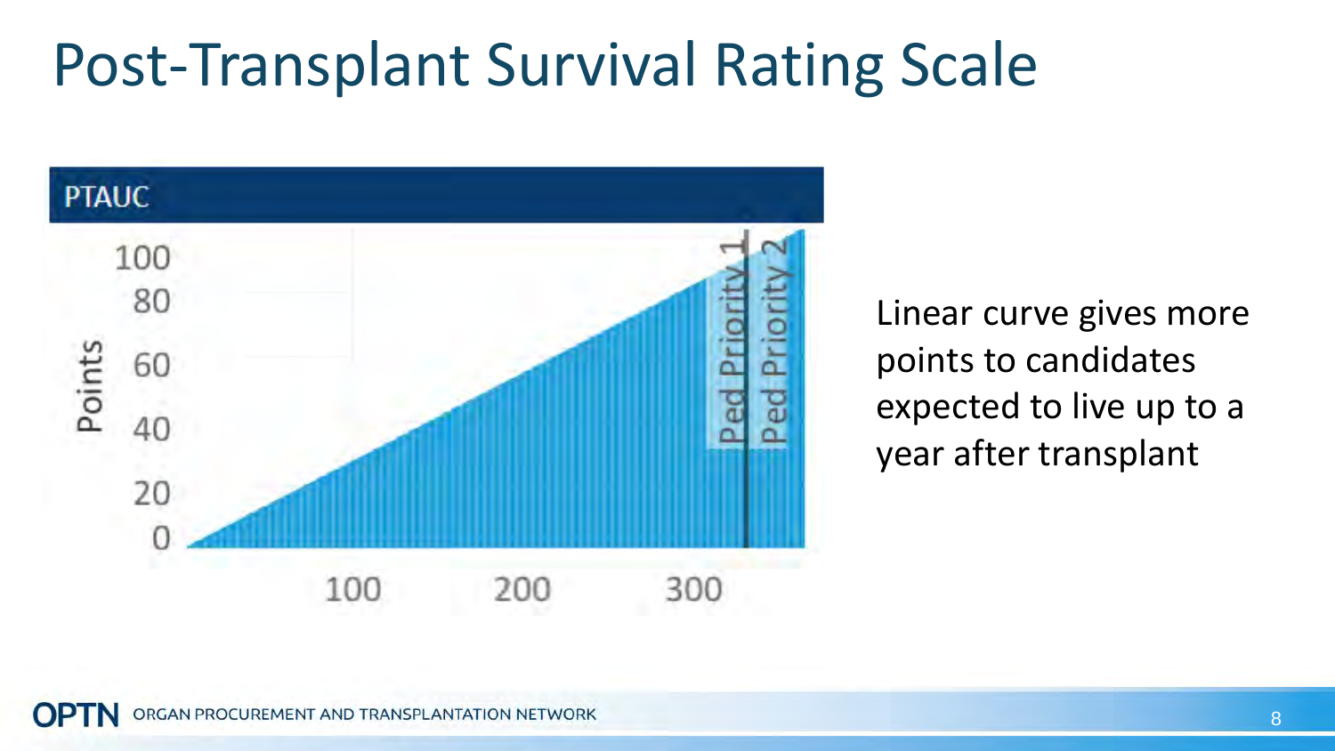# Post-Transplant Survival Rating Scale

**PTAUC**

Points: 0, 20, 40, 60, 80, 100

100, 200, 300

Ped Priority 1

Ped Priority 2

Linear curve gives more points to candidates expected to live up to a year after transplant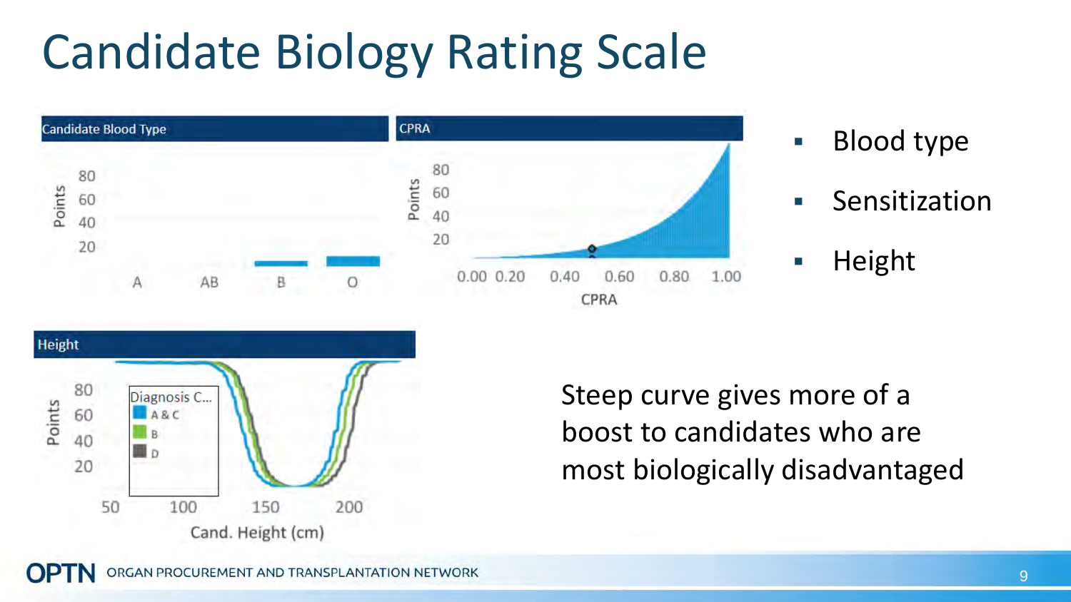# Candidate Biology Rating Scale

**Candidate Blood Type**

Points: 80, 60, 40, 20

A, AB, B, O

**CPRA**

Points: 80, 60, 40, 20

0.00, 0.20, 0.40, 0.60, 0.80, 1.00

CPRA

**Height**

Points: 80, 60, 40, 20

Diagnosis C...
- A & C
- B
- D

50, 100, 150, 200

Cand. Height (cm)

- Blood type
- Sensitization
- Height

Steep curve gives more of a boost to candidates who are most biologically disadvantaged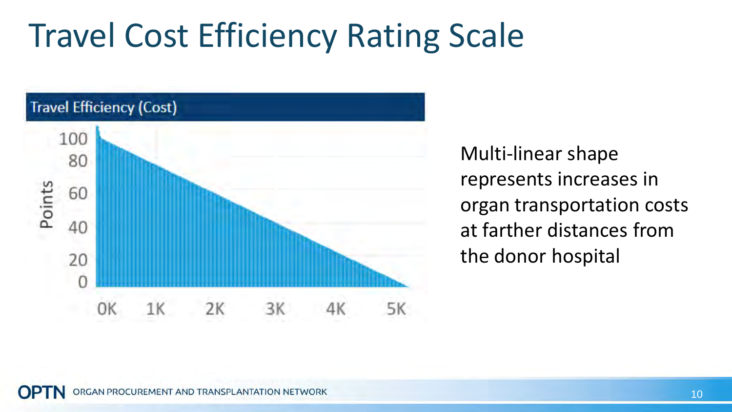# Travel Cost Efficiency Rating Scale

**Travel Efficiency (Cost)**

Points: 100, 80, 60, 40, 20, 0

0K, 1K, 2K, 3K, 4K, 5K

Multi-linear shape represents increases in organ transportation costs at farther distances from the donor hospital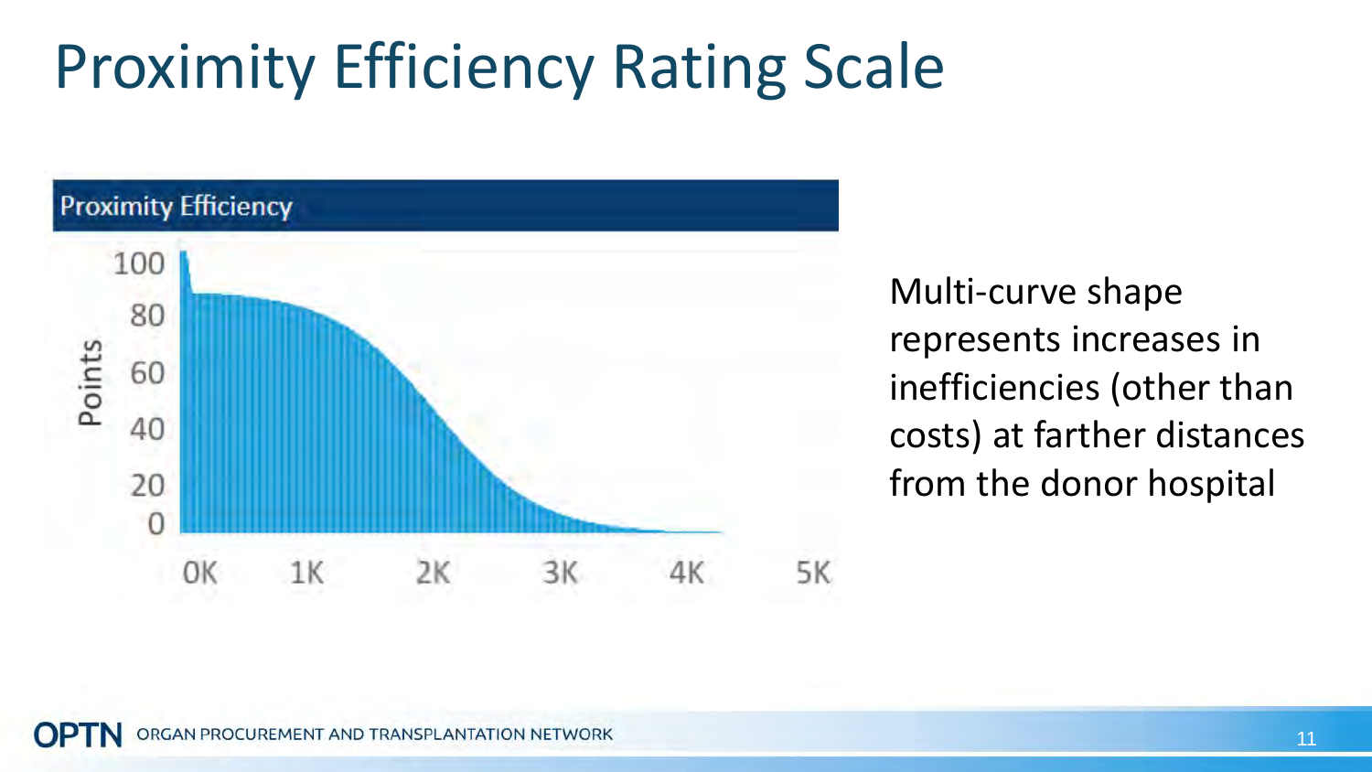# Proximity Efficiency Rating Scale

Multi-curve shape represents increases in inefficiencies (other than costs) at farther distances from the donor hospital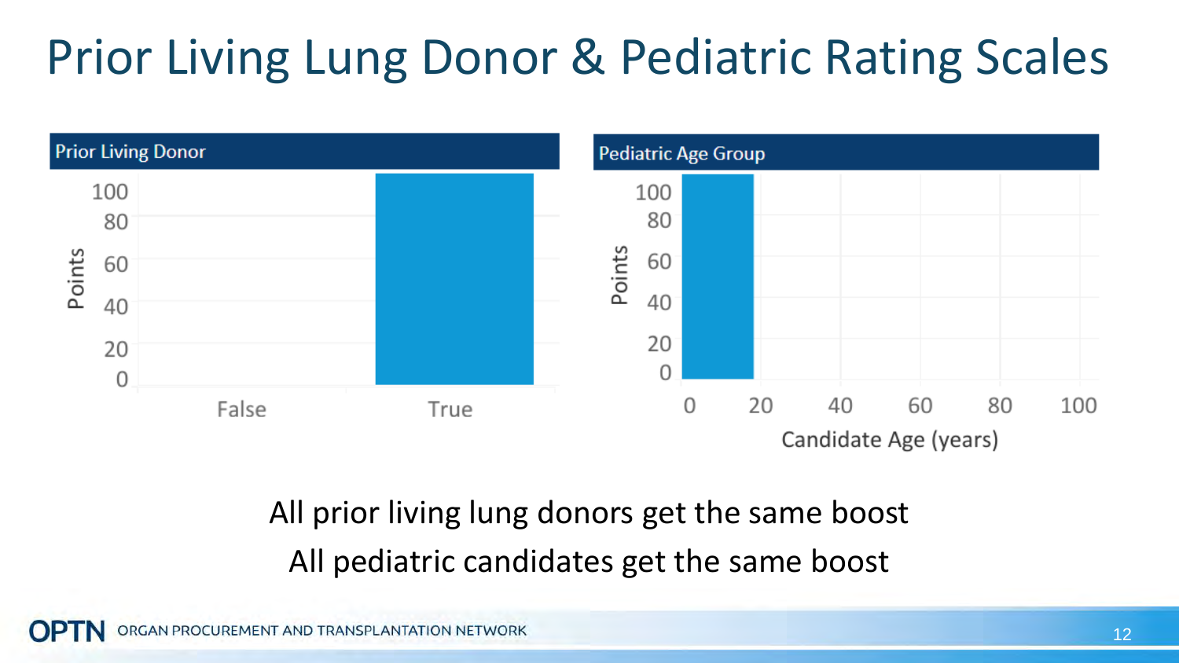# Prior Living Lung Donor & Pediatric Rating Scales

**Prior Living Donor**

Points: 100, 80, 60, 40, 20, 0

False | True

**Pediatric Age Group**

Points: 100, 80, 60, 40, 20, 0

Candidate Age (years): 0, 20, 40, 60, 80, 100

All prior living lung donors get the same boost

All pediatric candidates get the same boost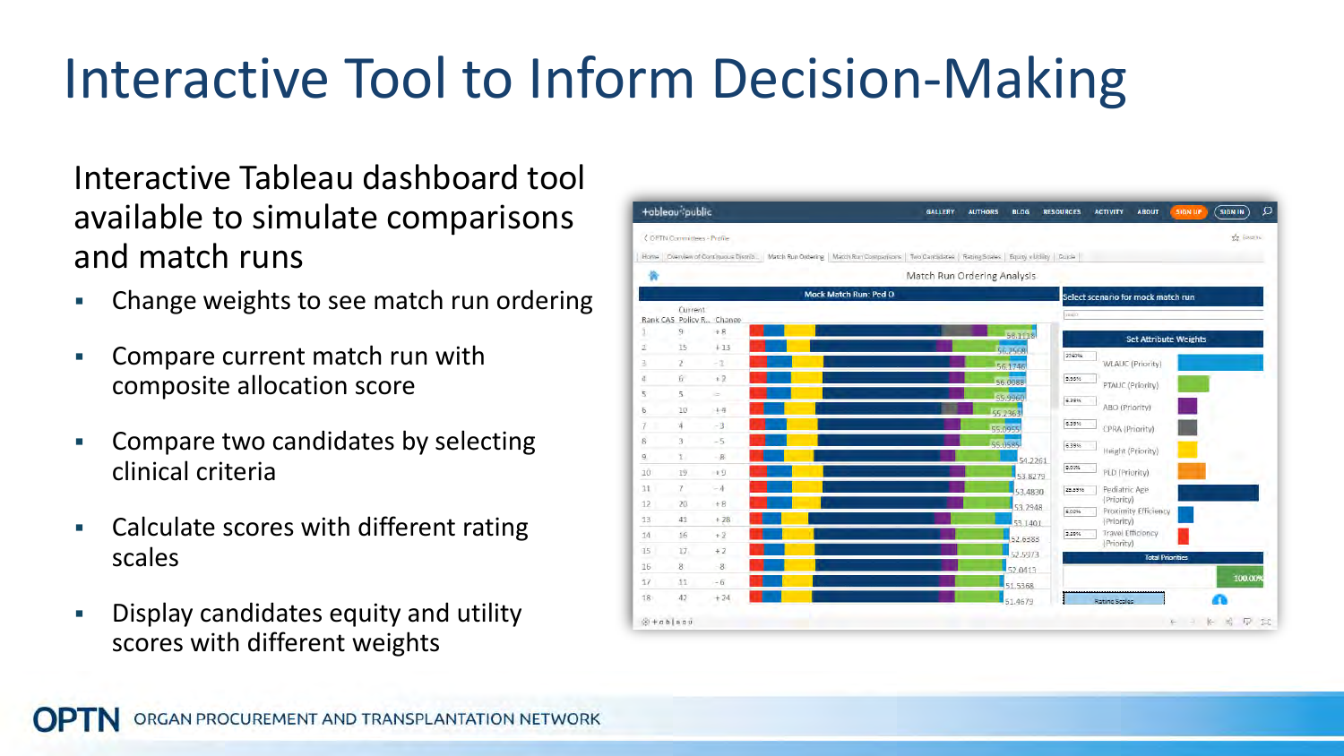# Interactive Tool to Inform Decision-Making

Interactive Tableau dashboard tool available to simulate comparisons and match runs

- Change weights to see match run ordering
- Compare current match run with composite allocation score
- Compare two candidates by selecting clinical criteria
- Calculate scores with different rating scales
- Display candidates equity and utility scores with different weights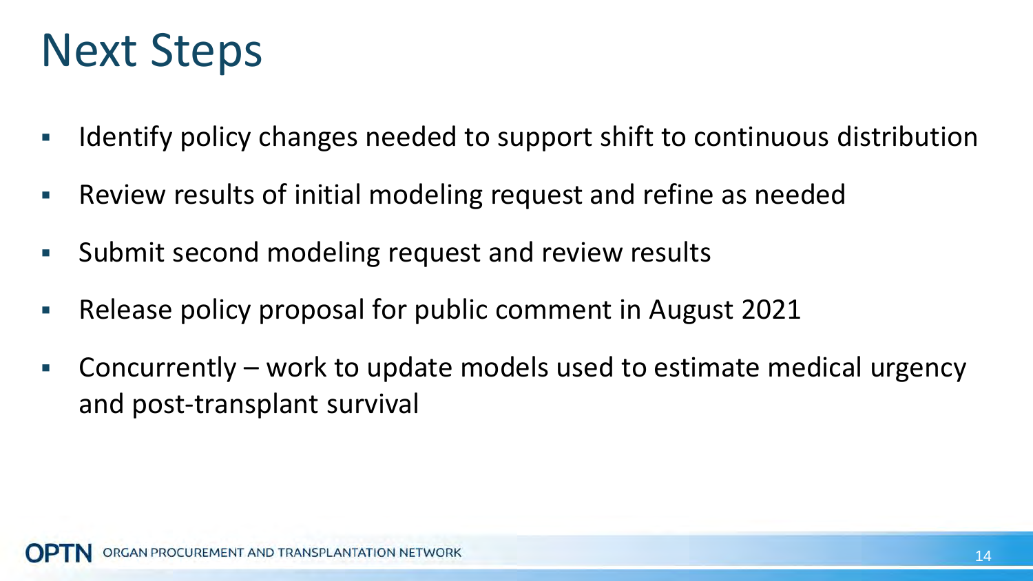# Next Steps

- Identify policy changes needed to support shift to continuous distribution
- Review results of initial modeling request and refine as needed
- Submit second modeling request and review results
- Release policy proposal for public comment in August 2021
- Concurrently – work to update models used to estimate medical urgency and post-transplant survival